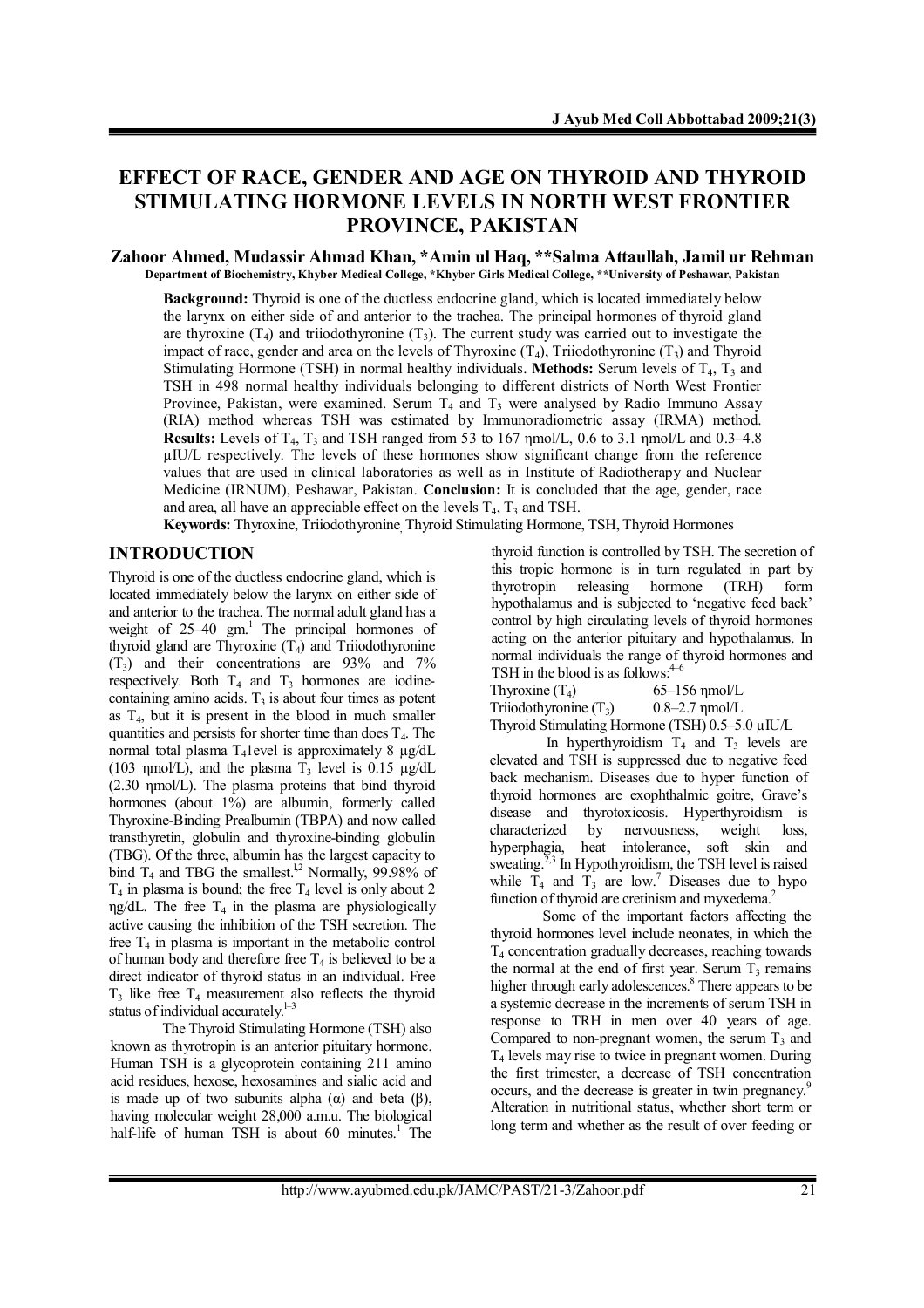# EFFECT OF RACE, GENDER AND AGE ON THYROID AND THYROID STIMULATING HORMONE LEVELS IN NORTH WEST FRONTIER PROVINCE, PAKISTAN

**Zahoor Ahmed, Mudassir Ahmad Khan, *Amin ul Haq, **Salma Attaullah, Jamil ur Rehman**

**Department of Biochemistry, Khyber Medical College, *Khyber Girls Medical College, **University of Peshawar, Pakistan**

**Background:** Thyroid is one of the ductless endocrine gland, which is located immediately below the larynx on either side of and anterior to the trachea. The principal hormones of thyroid gland are thyroxine ($T_4$) and triiodothyronine ($T_3$). The current study was carried out to investigate the impact of race, gender and area on the levels of Thyroxine ($T_4$), Triiodothyronine ($T_3$) and Thyroid Stimulating Hormone (TSH) in normal healthy individuals. **Methods:** Serum levels of $T_4$, $T_3$ and TSH in 498 normal healthy individuals belonging to different districts of North West Frontier Province, Pakistan, were examined. Serum $T_4$ and $T_3$ were analysed by Radio Immuno Assay (RIA) method whereas TSH was estimated by Immunoradiometric assay (IRMA) method. **Results:** Levels of $T_4$, $T_3$ and TSH ranged from 53 to 167 ηmol/L, 0.6 to 3.1 ηmol/L and 0.3–4.8 µIU/L respectively. The levels of these hormones show significant change from the reference values that are used in clinical laboratories as well as in Institute of Radiotherapy and Nuclear Medicine (IRNUM), Peshawar, Pakistan. **Conclusion:** It is concluded that the age, gender, race and area, all have an appreciable effect on the levels $T_4$, $T_3$ and TSH.

**Keywords:** Thyroxine, Triiodothyronine, Thyroid Stimulating Hormone, TSH, Thyroid Hormones

## INTRODUCTION

Thyroid is one of the ductless endocrine gland, which is located immediately below the larynx on either side of and anterior to the trachea. The normal adult gland has a weight of 25–40 gm.[1] The principal hormones of thyroid gland are Thyroxine ($T_4$) and Triiodothyronine ($T_3$) and their concentrations are 93% and 7% respectively. Both $T_4$ and $T_3$ hormones are iodine-containing amino acids. $T_3$ is about four times as potent as $T_4$, but it is present in the blood in much smaller quantities and persists for shorter time than does $T_4$. The normal total plasma $T_4$1level is approximately 8 µg/dL (103 ηmol/L), and the plasma $T_3$ level is 0.15 µg/dL (2.30 ηmol/L). The plasma proteins that bind thyroid hormones (about 1%) are albumin, formerly called Thyroxine-Binding Prealbumin (TBPA) and now called transthyretin, globulin and thyroxine-binding globulin (TBG). Of the three, albumin has the largest capacity to bind $T_4$ and TBG the smallest.[1,2] Normally, 99.98% of $T_4$ in plasma is bound; the free $T_4$ level is only about 2 ηg/dL. The free $T_4$ in the plasma are physiologically active causing the inhibition of the TSH secretion. The free $T_4$ in plasma is important in the metabolic control of human body and therefore free $T_4$ is believed to be a direct indicator of thyroid status in an individual. Free $T_3$ like free $T_4$ measurement also reflects the thyroid status of individual accurately.[1–3]

The Thyroid Stimulating Hormone (TSH) also known as thyrotropin is an anterior pituitary hormone. Human TSH is a glycoprotein containing 211 amino acid residues, hexose, hexosamines and sialic acid and is made up of two subunits alpha (α) and beta (β), having molecular weight 28,000 a.m.u. The biological half-life of human TSH is about 60 minutes.[1] The thyroid function is controlled by TSH. The secretion of this tropic hormone is in turn regulated in part by thyrotropin releasing hormone (TRH) form hypothalamus and is subjected to 'negative feed back' control by high circulating levels of thyroid hormones acting on the anterior pituitary and hypothalamus. In normal individuals the range of thyroid hormones and TSH in the blood is as follows:[4–6]

Thyroxine ($T_4$) 65–156 ηmol/L

Triiodothyronine ($T_3$) 0.8–2.7 ηmol/L

Thyroid Stimulating Hormone (TSH) 0.5–5.0 µIU/L

In hyperthyroidism $T_4$ and $T_3$ levels are elevated and TSH is suppressed due to negative feed back mechanism. Diseases due to hyper function of thyroid hormones are exophthalmic goitre, Grave's disease and thyrotoxicosis. Hyperthyroidism is characterized by nervousness, weight loss, hyperphagia, heat intolerance, soft skin and sweating.[2,3] In Hypothyroidism, the TSH level is raised while $T_4$ and $T_3$ are low.[7] Diseases due to hypo function of thyroid are cretinism and myxedema.[2]

Some of the important factors affecting the thyroid hormones level include neonates, in which the $T_4$ concentration gradually decreases, reaching towards the normal at the end of first year. Serum $T_3$ remains higher through early adolescences.[8] There appears to be a systemic decrease in the increments of serum TSH in response to TRH in men over 40 years of age. Compared to non-pregnant women, the serum $T_3$ and $T_4$ levels may rise to twice in pregnant women. During the first trimester, a decrease of TSH concentration occurs, and the decrease is greater in twin pregnancy.[9] Alteration in nutritional status, whether short term or long term and whether as the result of over feeding or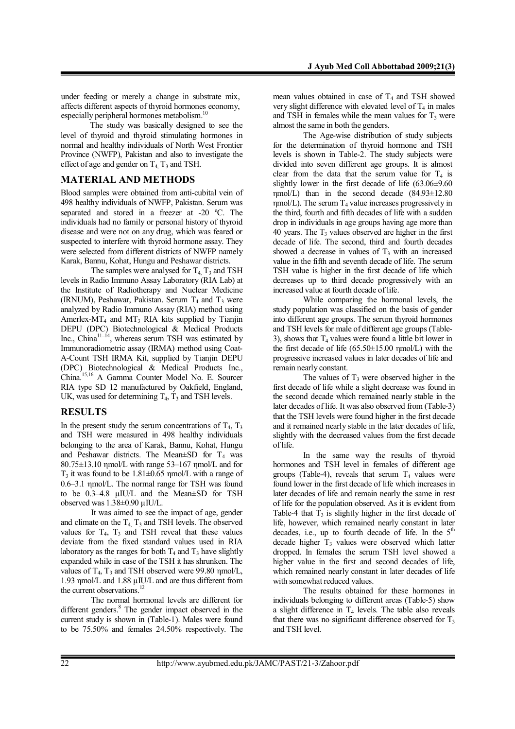under feeding or merely a change in substrate mix, affects different aspects of thyroid hormones economy, especially peripheral hormones metabolism.[10]

The study was basically designed to see the level of thyroid and thyroid stimulating hormones in normal and healthy individuals of North West Frontier Province (NWFP), Pakistan and also to investigate the effect of age and gender on $T_4$, $T_3$ and TSH.

## MATERIAL AND METHODS

Blood samples were obtained from anti-cubital vein of 498 healthy individuals of NWFP, Pakistan. Serum was separated and stored in a freezer at -20 ºC. The individuals had no family or personal history of thyroid disease and were not on any drug, which was feared or suspected to interfere with thyroid hormone assay. They were selected from different districts of NWFP namely Karak, Bannu, Kohat, Hungu and Peshawar districts.

The samples were analysed for $T_4$, $T_3$ and TSH levels in Radio Immuno Assay Laboratory (RIA Lab) at the Institute of Radiotherapy and Nuclear Medicine (IRNUM), Peshawar, Pakistan. Serum $T_4$ and $T_3$ were analyzed by Radio Immuno Assay (RIA) method using Amerlex-$MT_4$ and $MT_3$ RIA kits supplied by Tianjin DEPU (DPC) Biotechnological & Medical Products Inc., China[11–14], whereas serum TSH was estimated by Immunoradiometric assay (IRMA) method using Coat-A-Count TSH IRMA Kit, supplied by Tianjin DEPU (DPC) Biotechnological & Medical Products Inc., China.[15,16] A Gamma Counter Model No. E. Sourcer RIA type SD 12 manufactured by Oakfield, England, UK, was used for determining $T_4$, $T_3$ and TSH levels.

## RESULTS

In the present study the serum concentrations of $T_4$, $T_3$ and TSH were measured in 498 healthy individuals belonging to the area of Karak, Bannu, Kohat, Hungu and Peshawar districts. The Mean±SD for $T_4$ was 80.75±13.10 ηmol/L with range 53–167 ηmol/L and for $T_3$ it was found to be 1.81±0.65 ηmol/L with a range of 0.6–3.1 ηmol/L. The normal range for TSH was found to be 0.3–4.8 µIU/L and the Mean±SD for TSH observed was 1.38±0.90 µIU/L.

It was aimed to see the impact of age, gender and climate on the $T_4$, $T_3$ and TSH levels. The observed values for $T_4$, $T_3$ and TSH reveal that these values deviate from the fixed standard values used in RIA laboratory as the ranges for both $T_4$ and $T_3$ have slightly expanded while in case of the TSH it has shrunken. The values of $T_4$, $T_3$ and TSH observed were 99.80 ηmol/L, 1.93 ηmol/L and 1.88 µIU/L and are thus different from the current observations.[12]

The normal hormonal levels are different for different genders.[8] The gender impact observed in the current study is shown in (Table-1). Males were found to be 75.50% and females 24.50% respectively. The mean values obtained in case of $T_4$ and TSH showed very slight difference with elevated level of $T_4$ in males and TSH in females while the mean values for $T_3$ were almost the same in both the genders.

The Age-wise distribution of study subjects for the determination of thyroid hormone and TSH levels is shown in Table-2. The study subjects were divided into seven different age groups. It is almost clear from the data that the serum value for $T_4$ is slightly lower in the first decade of life (63.06±9.60 ηmol/L) than in the second decade (84.93±12.80 ηmol/L). The serum $T_4$ value increases progressively in the third, fourth and fifth decades of life with a sudden drop in individuals in age groups having age more than 40 years. The $T_3$ values observed are higher in the first decade of life. The second, third and fourth decades showed a decrease in values of $T_3$ with an increased value in the fifth and seventh decade of life. The serum TSH value is higher in the first decade of life which decreases up to third decade progressively with an increased value at fourth decade of life.

While comparing the hormonal levels, the study population was classified on the basis of gender into different age groups. The serum thyroid hormones and TSH levels for male of different age groups (Table-3), shows that $T_4$ values were found a little bit lower in the first decade of life (65.50±15.00 ηmol/L) with the progressive increased values in later decades of life and remain nearly constant.

The values of $T_3$ were observed higher in the first decade of life while a slight decrease was found in the second decade which remained nearly stable in the later decades of life. It was also observed from (Table-3) that the TSH levels were found higher in the first decade and it remained nearly stable in the later decades of life, slightly with the decreased values from the first decade of life.

In the same way the results of thyroid hormones and TSH level in females of different age groups (Table-4), reveals that serum $T_4$ values were found lower in the first decade of life which increases in later decades of life and remain nearly the same in rest of life for the population observed. As it is evident from Table-4 that $T_3$ is slightly higher in the first decade of life, however, which remained nearly constant in later decades, i.e., up to fourth decade of life. In the $5^{th}$ decade higher $T_3$ values were observed which latter dropped. In females the serum TSH level showed a higher value in the first and second decades of life, which remained nearly constant in later decades of life with somewhat reduced values.

The results obtained for these hormones in individuals belonging to different areas (Table-5) show a slight difference in $T_4$ levels. The table also reveals that there was no significant difference observed for $T_3$ and TSH level.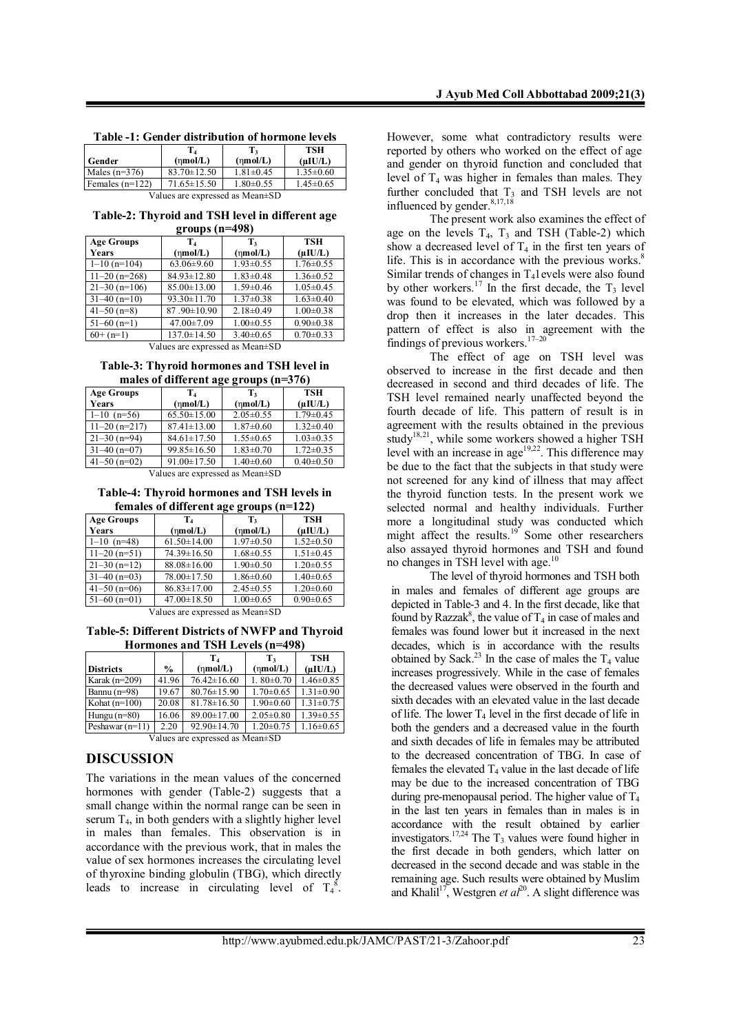**Table -1: Gender distribution of hormone levels**

| Gender | $T_4$ (ηmol/L) | $T_3$ (ηmol/L) | TSH (μIU/L) |
|---|---|---|---|
| Males (n=376) | 83.70±12.50 | 1.81±0.45 | 1.35±0.60 |
| Females (n=122) | 71.65±15.50 | 1.80±0.55 | 1.45±0.65 |

Values are expressed as Mean±SD

**Table-2: Thyroid and TSH level in different age groups (n=498)**

| Age Groups | $T_4$ (ηmol/L) | $T_3$ (ηmol/L) | TSH (μIU/L) |
|---|---|---|---|
| 1–10 (n=104) | 63.06±9.60 | 1.93±0.55 | 1.76±0.55 |
| 11–20 (n=268) | 84.93±12.80 | 1.83±0.48 | 1.36±0.52 |
| 21–30 (n=106) | 85.00±13.00 | 1.59±0.46 | 1.05±0.45 |
| 31–40 (n=10) | 93.30±11.70 | 1.37±0.38 | 1.63±0.40 |
| 41–50 (n=8) | 87 .90±10.90 | 2.18±0.49 | 1.00±0.38 |
| 51–60 (n=1) | 47.00±7.09 | 1.00±0.55 | 0.90±0.38 |
| 60+ (n=1) | 137.0±14.50 | 3.40±0.65 | 0.70±0.33 |

Values are expressed as Mean±SD

**Table-3: Thyroid hormones and TSH level in males of different age groups (n=376)**

| Age Groups Years | $T_4$ (ηmol/L) | $T_3$ (ηmol/L) | TSH (μIU/L) |
|---|---|---|---|
| 1–10 (n=56) | 65.50±15.00 | 2.05±0.55 | 1.79±0.45 |
| 11–20 (n=217) | 87.41±13.00 | 1.87±0.60 | 1.32±0.40 |
| 21–30 (n=94) | 84.61±17.50 | 1.55±0.65 | 1.03±0.35 |
| 31–40 (n=07) | 99.85±16.50 | 1.83±0.70 | 1.72±0.35 |
| 41–50 (n=02) | 91.00±17.50 | 1.40±0.60 | 0.40±0.50 |

Values are expressed as Mean±SD

**Table-4: Thyroid hormones and TSH levels in females of different age groups (n=122)**

| Age Groups Years | $T_4$ (ηmol/L) | $T_3$ (ηmol/L) | TSH (μIU/L) |
|---|---|---|---|
| 1–10 (n=48) | 61.50±14.00 | 1.97±0.50 | 1.52±0.50 |
| 11–20 (n=51) | 74.39±16.50 | 1.68±0.55 | 1.51±0.45 |
| 21–30 (n=12) | 88.08±16.00 | 1.90±0.50 | 1.20±0.55 |
| 31–40 (n=03) | 78.00±17.50 | 1.86±0.60 | 1.40±0.65 |
| 41–50 (n=06) | 86.83±17.00 | 2.45±0.55 | 1.20±0.60 |
| 51–60 (n=01) | 47.00±18.50 | 1.00±0.65 | 0.90±0.65 |

Values are expressed as Mean±SD

**Table-5: Different Districts of NWFP and Thyroid Hormones and TSH Levels (n=498)**

| Districts | % | $T_4$ (ηmol/L) | $T_3$ (ηmol/L) | TSH (μIU/L) |
|---|---|---|---|---|
| Karak (n=209) | 41.96 | 76.42±16.60 | 1. 80±0.70 | 1.46±0.85 |
| Bannu (n=98) | 19.67 | 80.76±15.90 | 1.70±0.65 | 1.31±0.90 |
| Kohat (n=100) | 20.08 | 81.78±16.50 | 1.90±0.60 | 1.31±0.75 |
| Hungu (n=80) | 16.06 | 89.00±17.00 | 2.05±0.80 | 1.39±0.55 |
| Peshawar (n=11) | 2.20 | 92.90±14.70 | 1.20±0.75 | 1.16±0.65 |

Values are expressed as Mean±SD

## DISCUSSION

The variations in the mean values of the concerned hormones with gender (Table-2) suggests that a small change within the normal range can be seen in serum $T_4$, in both genders with a slightly higher level in males than females. This observation is in accordance with the previous work, that in males the value of sex hormones increases the circulating level of thyroxine binding globulin (TBG), which directly leads to increase in circulating level of $T_4$[8]. However, some what contradictory results were reported by others who worked on the effect of age and gender on thyroid function and concluded that level of $T_4$ was higher in females than males. They further concluded that $T_3$ and TSH levels are not influenced by gender.[8,17,18]

The present work also examines the effect of age on the levels $T_4$, $T_3$ and TSH (Table-2) which show a decreased level of $T_4$ in the first ten years of life. This is in accordance with the previous works.[8] Similar trends of changes in $T_4$l evels were also found by other workers.[17] In the first decade, the $T_3$ level was found to be elevated, which was followed by a drop then it increases in the later decades. This pattern of effect is also in agreement with the findings of previous workers.[17–20]

The effect of age on TSH level was observed to increase in the first decade and then decreased in second and third decades of life. The TSH level remained nearly unaffected beyond the fourth decade of life. This pattern of result is in agreement with the results obtained in the previous study[18,21], while some workers showed a higher TSH level with an increase in age[19,22]. This difference may be due to the fact that the subjects in that study were not screened for any kind of illness that may affect the thyroid function tests. In the present work we selected normal and healthy individuals. Further more a longitudinal study was conducted which might affect the results.[19] Some other researchers also assayed thyroid hormones and TSH and found no changes in TSH level with age.[10]

The level of thyroid hormones and TSH both in males and females of different age groups are depicted in Table-3 and 4. In the first decade, like that found by Razzak[8], the value of $T_4$ in case of males and females was found lower but it increased in the next decades, which is in accordance with the results obtained by Sack.[23] In the case of males the $T_4$ value increases progressively. While in the case of females the decreased values were observed in the fourth and sixth decades with an elevated value in the last decade of life. The lower $T_4$ level in the first decade of life in both the genders and a decreased value in the fourth and sixth decades of life in females may be attributed to the decreased concentration of TBG. In case of females the elevated $T_4$ value in the last decade of life may be due to the increased concentration of TBG during pre-menopausal period. The higher value of $T_4$ in the last ten years in females than in males is in accordance with the result obtained by earlier investigators.[17,24] The $T_3$ values were found higher in the first decade in both genders, which latter on decreased in the second decade and was stable in the remaining age. Such results were obtained by Muslim and Khalil[17], Westgren *et al*[20]. A slight difference was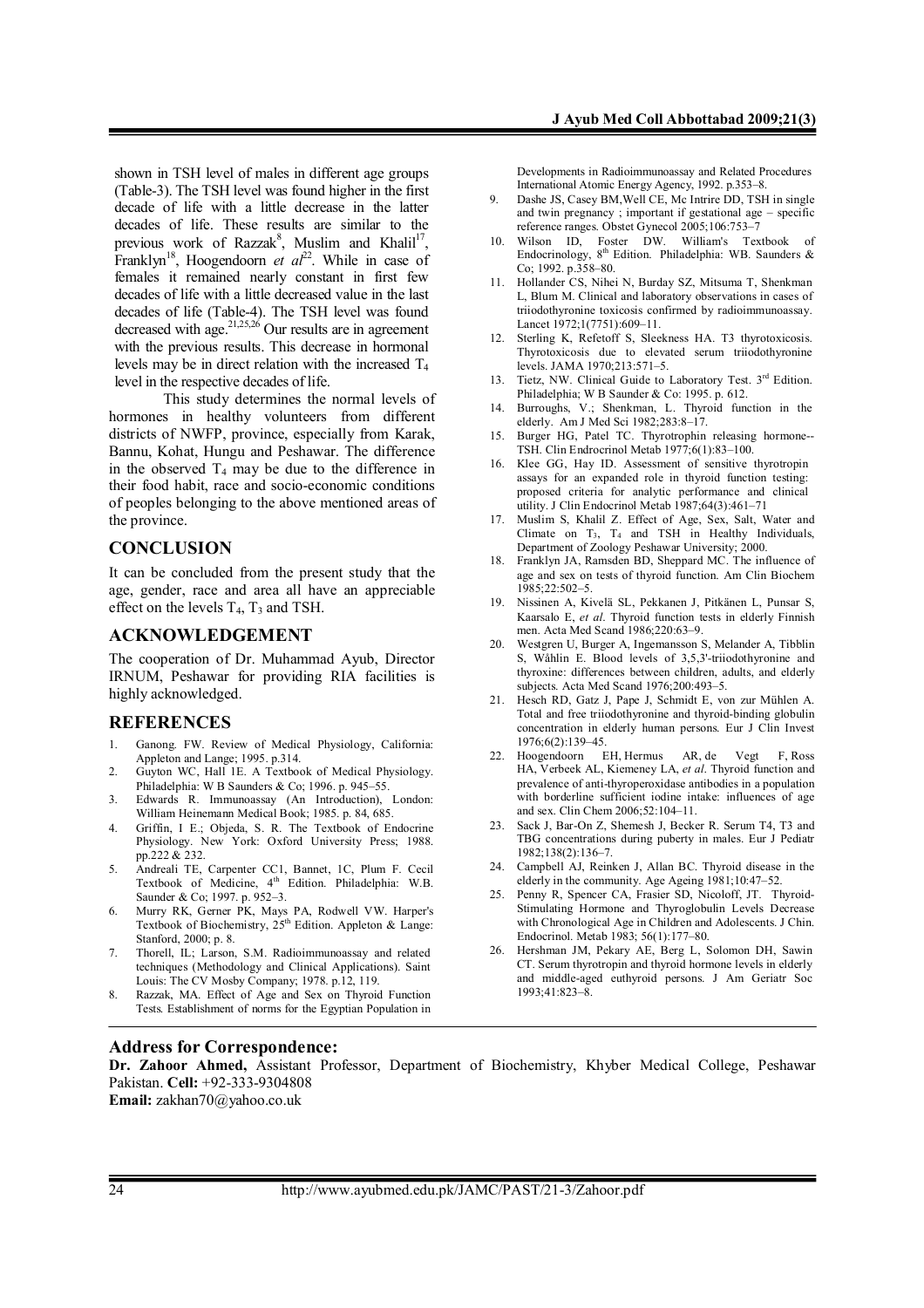shown in TSH level of males in different age groups (Table-3). The TSH level was found higher in the first decade of life with a little decrease in the latter decades of life. These results are similar to the previous work of Razzak[8], Muslim and Khalil[17], Franklyn[18], Hoogendoorn *et al*[22]. While in case of females it remained nearly constant in first few decades of life with a little decreased value in the last decades of life (Table-4). The TSH level was found decreased with age.[21,25,26] Our results are in agreement with the previous results. This decrease in hormonal levels may be in direct relation with the increased $T_4$ level in the respective decades of life.

This study determines the normal levels of hormones in healthy volunteers from different districts of NWFP, province, especially from Karak, Bannu, Kohat, Hungu and Peshawar. The difference in the observed $T_4$ may be due to the difference in their food habit, race and socio-economic conditions of peoples belonging to the above mentioned areas of the province.

## CONCLUSION

It can be concluded from the present study that the age, gender, race and area all have an appreciable effect on the levels $T_4$, $T_3$ and TSH.

## ACKNOWLEDGEMENT

The cooperation of Dr. Muhammad Ayub, Director IRNUM, Peshawar for providing RIA facilities is highly acknowledged.

## REFERENCES

1. Ganong. FW. Review of Medical Physiology, California: Appleton and Lange; 1995. p.314.
2. Guyton WC, Hall 1E. A Textbook of Medical Physiology. Philadelphia: W B Saunders & Co; 1996. p. 945–55.
3. Edwards R. Immunoassay (An Introduction), London: William Heinemann Medical Book; 1985. p. 84, 685.
4. Griffin, I E.; Objeda, S. R. The Textbook of Endocrine Physiology. New York: Oxford University Press; 1988. pp.222 & 232.
5. Andreali TE, Carpenter CC1, Bannet, 1C, Plum F. Cecil Textbook of Medicine, 4th Edition. Philadelphia: W.B. Saunder & Co; 1997. p. 952–3.
6. Murry RK, Gerner PK, Mays PA, Rodwell VW. Harper's Textbook of Biochemistry, 25th Edition. Appleton & Lange: Stanford, 2000; p. 8.
7. Thorell, IL; Larson, S.M. Radioimmunoassay and related techniques (Methodology and Clinical Applications). Saint Louis: The CV Mosby Company; 1978. p.12, 119.
8. Razzak, MA. Effect of Age and Sex on Thyroid Function Tests. Establishment of norms for the Egyptian Population in Developments in Radioimmunoassay and Related Procedures International Atomic Energy Agency, 1992. p.353–8.
9. Dashe JS, Casey BM,Well CE, Mc Intrire DD, TSH in single and twin pregnancy ; important if gestational age – specific reference ranges. Obstet Gynecol 2005;106:753–7
10. Wilson ID, Foster DW. William's Textbook of Endocrinology, 8th Edition. Philadelphia: WB. Saunders & Co; 1992. p.358–80.
11. Hollander CS, Nihei N, Burday SZ, Mitsuma T, Shenkman L, Blum M. Clinical and laboratory observations in cases of triiodothyronine toxicosis confirmed by radioimmunoassay. Lancet 1972;1(7751):609–11.
12. Sterling K, Refetoff S, Sleekness HA. T3 thyrotoxicosis. Thyrotoxicosis due to elevated serum triiodothyronine levels. JAMA 1970;213:571–5.
13. Tietz, NW. Clinical Guide to Laboratory Test. 3rd Edition. Philadelphia; W B Saunder & Co: 1995. p. 612.
14. Burroughs, V.; Shenkman, L. Thyroid function in the elderly. Am J Med Sci 1982;283:8–17.
15. Burger HG, Patel TC. Thyrotrophin releasing hormone--TSH. Clin Endrocrinol Metab 1977;6(1):83–100.
16. Klee GG, Hay ID. Assessment of sensitive thyrotropin assays for an expanded role in thyroid function testing: proposed criteria for analytic performance and clinical utility. J Clin Endocrinol Metab 1987;64(3):461–71
17. Muslim S, Khalil Z. Effect of Age, Sex, Salt, Water and Climate on $T_3$, $T_4$ and TSH in Healthy Individuals, Department of Zoology Peshawar University; 2000.
18. Franklyn JA, Ramsden BD, Sheppard MC. The influence of age and sex on tests of thyroid function. Am Clin Biochem 1985;22:502–5.
19. Nissinen A, Kivelä SL, Pekkanen J, Pitkänen L, Punsar S, Kaarsalo E, *et al*. Thyroid function tests in elderly Finnish men. Acta Med Scand 1986;220:63–9.
20. Westgren U, Burger A, Ingemansson S, Melander A, Tibblin S, Wåhlin E. Blood levels of 3,5,3'-triiodothyronine and thyroxine: differences between children, adults, and elderly subjects. Acta Med Scand 1976;200:493–5.
21. Hesch RD, Gatz J, Pape J, Schmidt E, von Zur Mühlen A. Total and free triiodothyronine and thyroid-binding globulin concentration in elderly human persons. Eur J Clin Invest 1976;6(2):139–45.
22. Hoogendoorn EH, Hermus AR, de Vegt F, Ross HA, Verbeek AL, Kiemeney LA, *et al*. Thyroid function and prevalence of anti-thyroperoxidase antibodies in a population with borderline sufficient iodine intake: influences of age and sex. Clin Chem 2006;52:104–11.
23. Sack J, Bar-On Z, Shemesh J, Becker R. Serum T4, T3 and TBG concentrations during puberty in males. Eur J Pediatr 1982;138(2):136–7.
24. Campbell AJ, Reinken J, Allan BC. Thyroid disease in the elderly in the community. Age Ageing 1981;10:47–52.
25. Penny R, Spencer CA, Frasier SD, Nicoloff, JT. Thyroid-Stimulating Hormone and Thyroglobulin Levels Decrease with Chronological Age in Children and Adolescents. J Chin. Endocrinol. Metab 1983; 56(1):177–80.
26. Hershman JM, Pekary AE, Berg L, Solomon DH, Sawin CT. Serum thyrotropin and thyroid hormone levels in elderly and middle-aged euthyroid persons. J Am Geriatr Soc 1993;41:823–8.

### Address for Correspondence:

**Dr. Zahoor Ahmed,** Assistant Professor, Department of Biochemistry, Khyber Medical College, Peshawar Pakistan. **Cell:** +92-333-9304808
**Email:** zakhan70@yahoo.co.uk